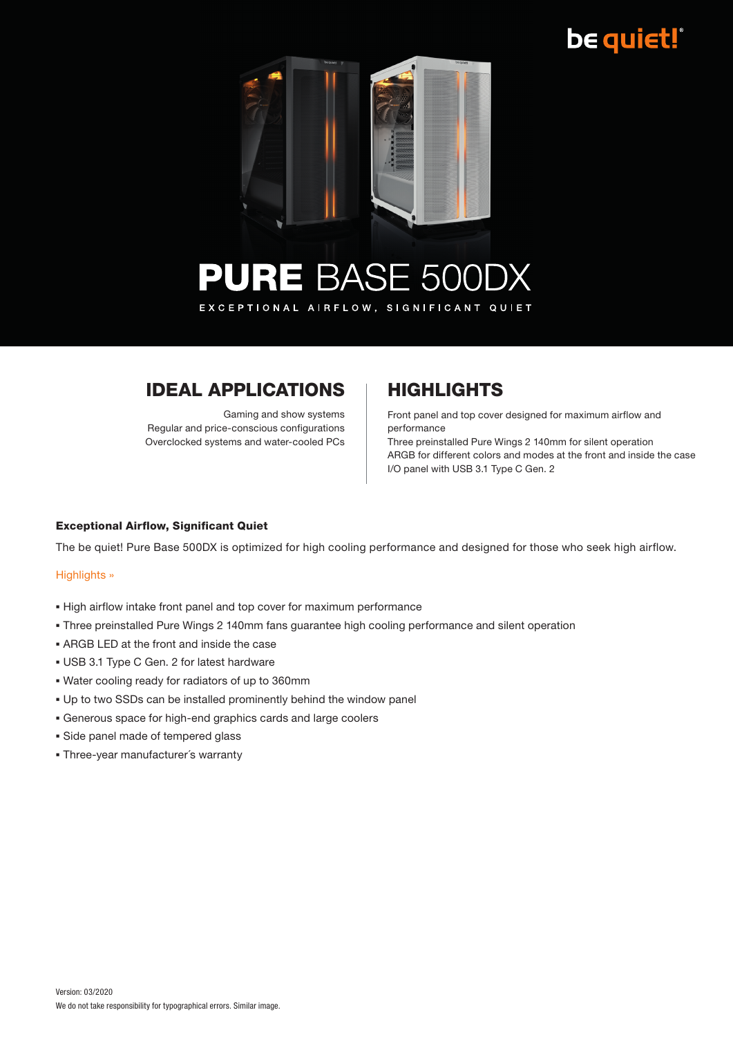be quiet!

# PURE BASE 500DX

EXCEPTIONAL AIRFLOW, SIGNIFICANT QUIET

## IDEAL APPLICATIONS

Gaming and show systems
Regular and price-conscious configurations
Overclocked systems and water-cooled PCs

## HIGHLIGHTS

Front panel and top cover designed for maximum airflow and performance
Three preinstalled Pure Wings 2 140mm for silent operation
ARGB for different colors and modes at the front and inside the case
I/O panel with USB 3.1 Type C Gen. 2

**Exceptional Airflow, Significant Quiet**

The be quiet! Pure Base 500DX is optimized for high cooling performance and designed for those who seek high airflow.

Highlights »

- High airflow intake front panel and top cover for maximum performance
- Three preinstalled Pure Wings 2 140mm fans guarantee high cooling performance and silent operation
- ARGB LED at the front and inside the case
- USB 3.1 Type C Gen. 2 for latest hardware
- Water cooling ready for radiators of up to 360mm
- Up to two SSDs can be installed prominently behind the window panel
- Generous space for high-end graphics cards and large coolers
- Side panel made of tempered glass
- Three-year manufacturer´s warranty

Version: 03/2020
We do not take responsibility for typographical errors. Similar image.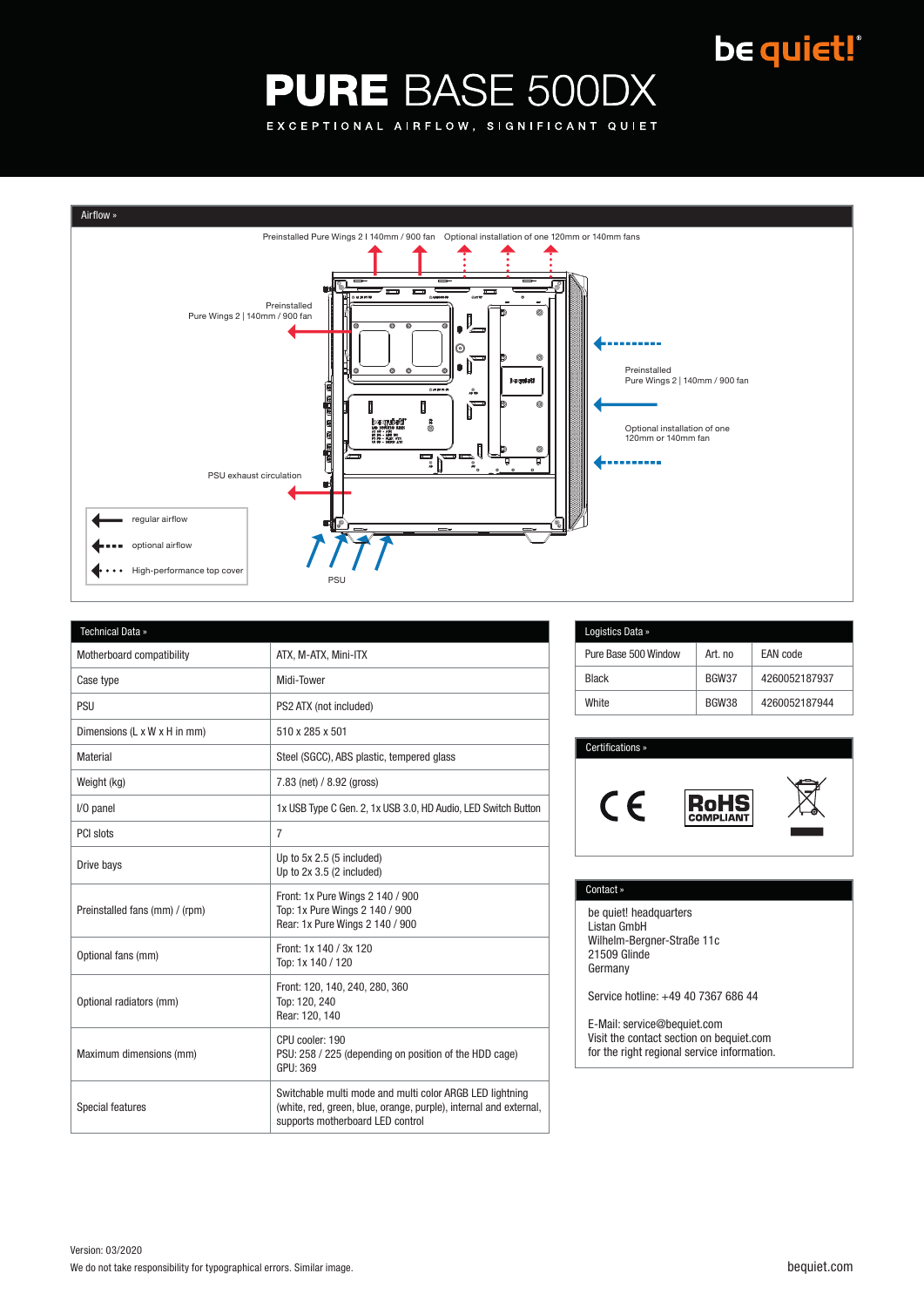# PURE BASE 500DX

EXCEPTIONAL AIRFLOW, SIGNIFICANT QUIET

## Airflow »

Preinstalled Pure Wings 2 I 140mm / 900 fan

Optional installation of one 120mm or 140mm fans

Preinstalled Pure Wings 2 | 140mm / 900 fan

Preinstalled Pure Wings 2 | 140mm / 900 fan

Optional installation of one 120mm or 140mm fan

PSU exhaust circulation

regular airflow

optional airflow

High-performance top cover

PSU

## Technical Data »

| | |
|---|---|
| Motherboard compatibility | ATX, M-ATX, Mini-ITX |
| Case type | Midi-Tower |
| PSU | PS2 ATX (not included) |
| Dimensions (L x W x H in mm) | 510 x 285 x 501 |
| Material | Steel (SGCC), ABS plastic, tempered glass |
| Weight (kg) | 7.83 (net) / 8.92 (gross) |
| I/O panel | 1x USB Type C Gen. 2, 1x USB 3.0, HD Audio, LED Switch Button |
| PCI slots | 7 |
| Drive bays | Up to 5x 2.5 (5 included)<br>Up to 2x 3.5 (2 included) |
| Preinstalled fans (mm) / (rpm) | Front: 1x Pure Wings 2 140 / 900<br>Top: 1x Pure Wings 2 140 / 900<br>Rear: 1x Pure Wings 2 140 / 900 |
| Optional fans (mm) | Front: 1x 140 / 3x 120<br>Top: 1x 140 / 120 |
| Optional radiators (mm) | Front: 120, 140, 240, 280, 360<br>Top: 120, 240<br>Rear: 120, 140 |
| Maximum dimensions (mm) | CPU cooler: 190<br>PSU: 258 / 225 (depending on position of the HDD cage)<br>GPU: 369 |
| Special features | Switchable multi mode and multi color ARGB LED lightning (white, red, green, blue, orange, purple), internal and external, supports motherboard LED control |

## Logistics Data »

| Pure Base 500 Window | Art. no | EAN code |
|---|---|---|
| Black | BGW37 | 4260052187937 |
| White | BGW38 | 4260052187944 |

## Certifications »

CE

RoHS COMPLIANT

## Contact »

be quiet! headquarters
Listan GmbH
Wilhelm-Bergner-Straße 11c
21509 Glinde
Germany

Service hotline: +49 40 7367 686 44

E-Mail: service@bequiet.com
Visit the contact section on bequiet.com for the right regional service information.

Version: 03/2020

We do not take responsibility for typographical errors. Similar image.

bequiet.com